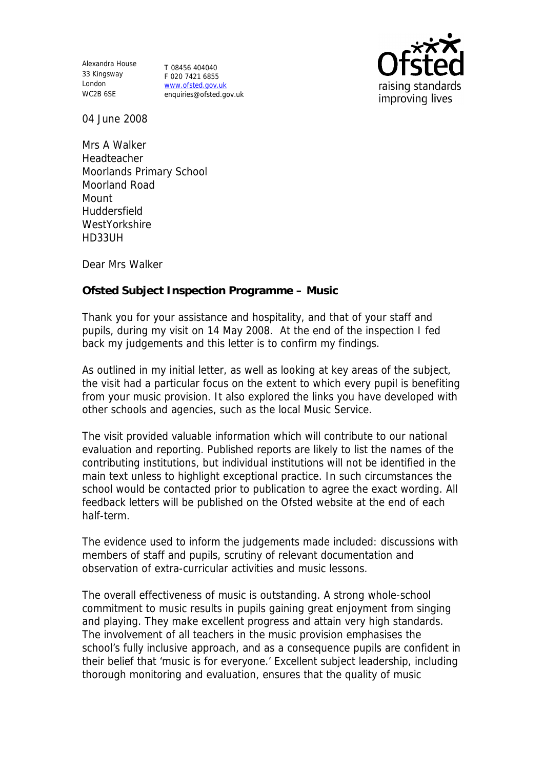Alexandra House
33 Kingsway
London
WC2B 6SE

T 08456 404040
F 020 7421 6855
www.ofsted.gov.uk
enquiries@ofsted.gov.uk

Ofsted
raising standards
improving lives

04 June 2008

Mrs A Walker
Headteacher
Moorlands Primary School
Moorland Road
Mount
Huddersfield
WestYorkshire
HD33UH

Dear Mrs Walker

**Ofsted Subject Inspection Programme – Music**

Thank you for your assistance and hospitality, and that of your staff and pupils, during my visit on 14 May 2008. At the end of the inspection I fed back my judgements and this letter is to confirm my findings.

As outlined in my initial letter, as well as looking at key areas of the subject, the visit had a particular focus on the extent to which every pupil is benefiting from your music provision. It also explored the links you have developed with other schools and agencies, such as the local Music Service.

The visit provided valuable information which will contribute to our national evaluation and reporting. Published reports are likely to list the names of the contributing institutions, but individual institutions will not be identified in the main text unless to highlight exceptional practice. In such circumstances the school would be contacted prior to publication to agree the exact wording. All feedback letters will be published on the Ofsted website at the end of each half-term.

The evidence used to inform the judgements made included: discussions with members of staff and pupils, scrutiny of relevant documentation and observation of extra-curricular activities and music lessons.

The overall effectiveness of music is outstanding. A strong whole-school commitment to music results in pupils gaining great enjoyment from singing and playing. They make excellent progress and attain very high standards. The involvement of all teachers in the music provision emphasises the school's fully inclusive approach, and as a consequence pupils are confident in their belief that 'music is for everyone.' Excellent subject leadership, including thorough monitoring and evaluation, ensures that the quality of music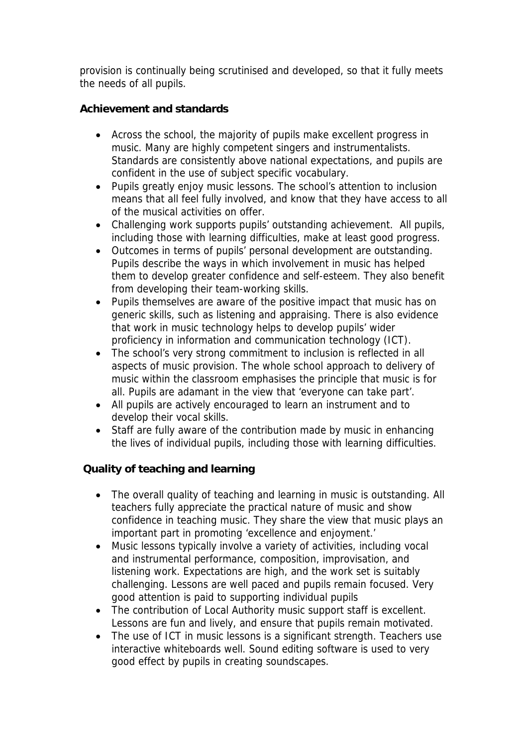provision is continually being scrutinised and developed, so that it fully meets the needs of all pupils.

**Achievement and standards**

- Across the school, the majority of pupils make excellent progress in music. Many are highly competent singers and instrumentalists. Standards are consistently above national expectations, and pupils are confident in the use of subject specific vocabulary.
- Pupils greatly enjoy music lessons. The school's attention to inclusion means that all feel fully involved, and know that they have access to all of the musical activities on offer.
- Challenging work supports pupils' outstanding achievement. All pupils, including those with learning difficulties, make at least good progress.
- Outcomes in terms of pupils' personal development are outstanding. Pupils describe the ways in which involvement in music has helped them to develop greater confidence and self-esteem. They also benefit from developing their team-working skills.
- Pupils themselves are aware of the positive impact that music has on generic skills, such as listening and appraising. There is also evidence that work in music technology helps to develop pupils' wider proficiency in information and communication technology (ICT).
- The school's very strong commitment to inclusion is reflected in all aspects of music provision. The whole school approach to delivery of music within the classroom emphasises the principle that music is for all. Pupils are adamant in the view that 'everyone can take part'.
- All pupils are actively encouraged to learn an instrument and to develop their vocal skills.
- Staff are fully aware of the contribution made by music in enhancing the lives of individual pupils, including those with learning difficulties.

**Quality of teaching and learning**

- The overall quality of teaching and learning in music is outstanding. All teachers fully appreciate the practical nature of music and show confidence in teaching music. They share the view that music plays an important part in promoting 'excellence and enjoyment.'
- Music lessons typically involve a variety of activities, including vocal and instrumental performance, composition, improvisation, and listening work. Expectations are high, and the work set is suitably challenging. Lessons are well paced and pupils remain focused. Very good attention is paid to supporting individual pupils
- The contribution of Local Authority music support staff is excellent. Lessons are fun and lively, and ensure that pupils remain motivated.
- The use of ICT in music lessons is a significant strength. Teachers use interactive whiteboards well. Sound editing software is used to very good effect by pupils in creating soundscapes.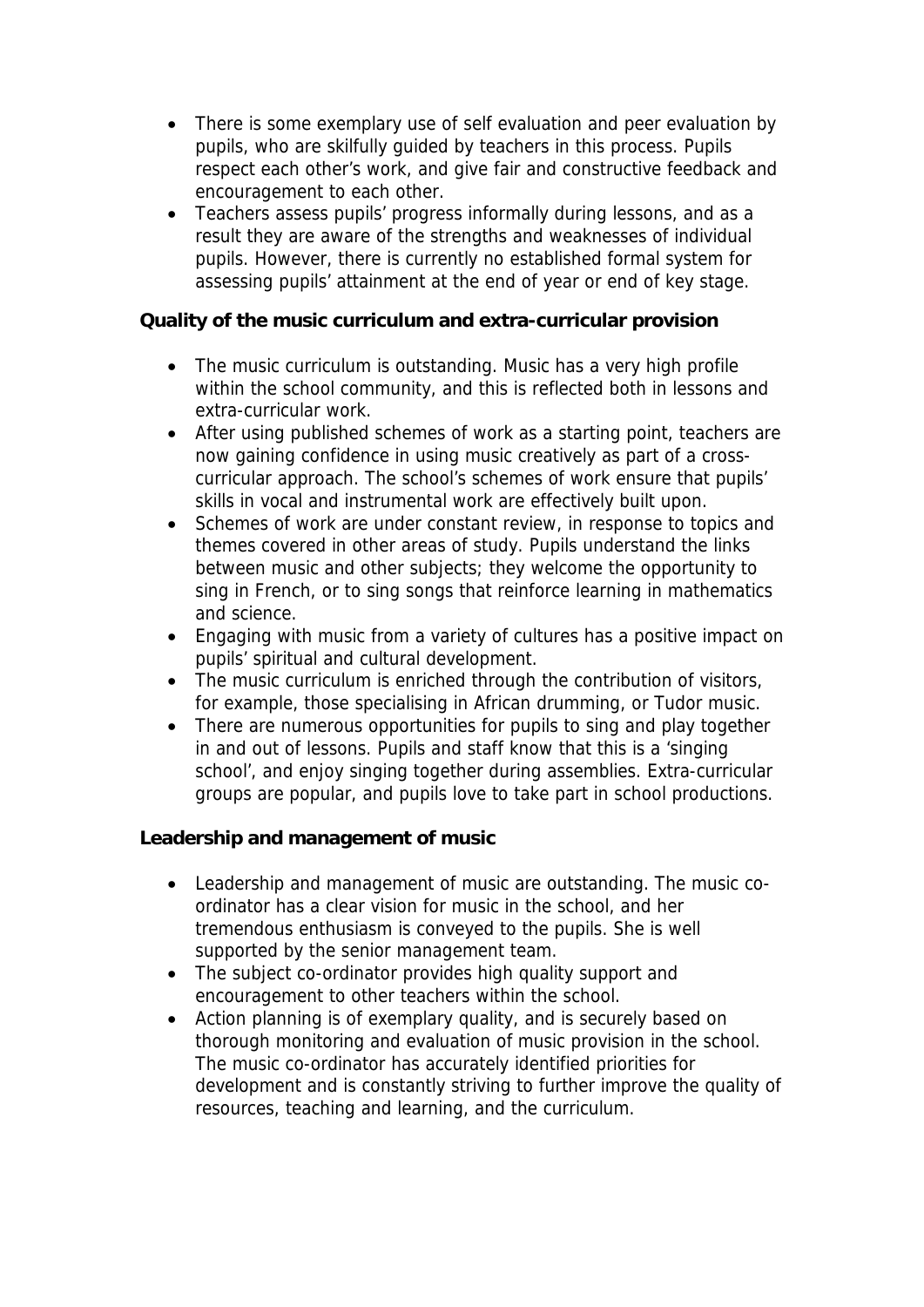- There is some exemplary use of self evaluation and peer evaluation by pupils, who are skilfully guided by teachers in this process. Pupils respect each other's work, and give fair and constructive feedback and encouragement to each other.
- Teachers assess pupils' progress informally during lessons, and as a result they are aware of the strengths and weaknesses of individual pupils. However, there is currently no established formal system for assessing pupils' attainment at the end of year or end of key stage.

**Quality of the music curriculum and extra-curricular provision**

- The music curriculum is outstanding. Music has a very high profile within the school community, and this is reflected both in lessons and extra-curricular work.
- After using published schemes of work as a starting point, teachers are now gaining confidence in using music creatively as part of a cross-curricular approach. The school's schemes of work ensure that pupils' skills in vocal and instrumental work are effectively built upon.
- Schemes of work are under constant review, in response to topics and themes covered in other areas of study. Pupils understand the links between music and other subjects; they welcome the opportunity to sing in French, or to sing songs that reinforce learning in mathematics and science.
- Engaging with music from a variety of cultures has a positive impact on pupils' spiritual and cultural development.
- The music curriculum is enriched through the contribution of visitors, for example, those specialising in African drumming, or Tudor music.
- There are numerous opportunities for pupils to sing and play together in and out of lessons. Pupils and staff know that this is a 'singing school', and enjoy singing together during assemblies. Extra-curricular groups are popular, and pupils love to take part in school productions.

**Leadership and management of music**

- Leadership and management of music are outstanding. The music co-ordinator has a clear vision for music in the school, and her tremendous enthusiasm is conveyed to the pupils. She is well supported by the senior management team.
- The subject co-ordinator provides high quality support and encouragement to other teachers within the school.
- Action planning is of exemplary quality, and is securely based on thorough monitoring and evaluation of music provision in the school. The music co-ordinator has accurately identified priorities for development and is constantly striving to further improve the quality of resources, teaching and learning, and the curriculum.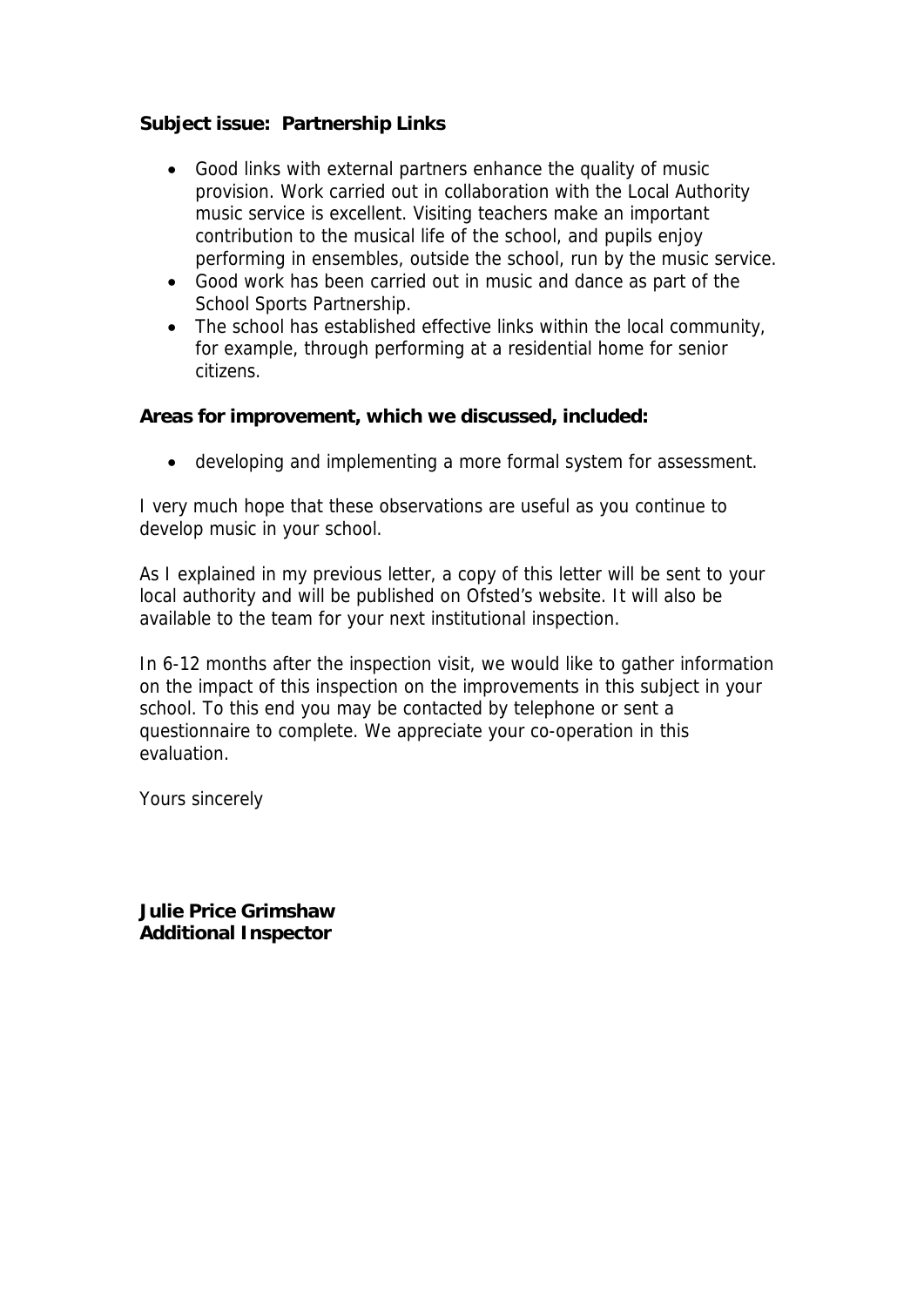**Subject issue: Partnership Links**

- Good links with external partners enhance the quality of music provision. Work carried out in collaboration with the Local Authority music service is excellent. Visiting teachers make an important contribution to the musical life of the school, and pupils enjoy performing in ensembles, outside the school, run by the music service.
- Good work has been carried out in music and dance as part of the School Sports Partnership.
- The school has established effective links within the local community, for example, through performing at a residential home for senior citizens.

**Areas for improvement, which we discussed, included:**

- developing and implementing a more formal system for assessment.

I very much hope that these observations are useful as you continue to develop music in your school.

As I explained in my previous letter, a copy of this letter will be sent to your local authority and will be published on Ofsted's website. It will also be available to the team for your next institutional inspection.

In 6-12 months after the inspection visit, we would like to gather information on the impact of this inspection on the improvements in this subject in your school. To this end you may be contacted by telephone or sent a questionnaire to complete. We appreciate your co-operation in this evaluation.

Yours sincerely

**Julie Price Grimshaw**
**Additional Inspector**